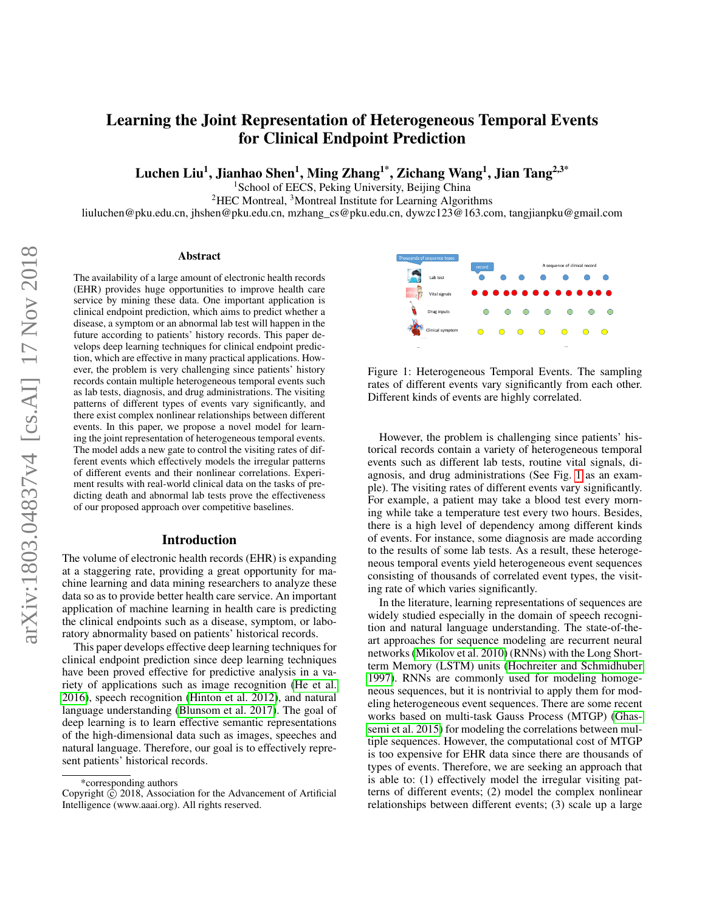# Learning the Joint Representation of Heterogeneous Temporal Events for Clinical Endpoint Prediction

**Luchen Liu[1], Jianhao Shen[1], Ming Zhang[1*], Zichang Wang[1], Jian Tang[2,3*]**

[1]School of EECS, Peking University, Beijing China
[2]HEC Montreal, [3]Montreal Institute for Learning Algorithms
liuluchen@pku.edu.cn, jhshen@pku.edu.cn, mzhang_cs@pku.edu.cn, dywzc123@163.com, tangjianpku@gmail.com

## Abstract

The availability of a large amount of electronic health records (EHR) provides huge opportunities to improve health care service by mining these data. One important application is clinical endpoint prediction, which aims to predict whether a disease, a symptom or an abnormal lab test will happen in the future according to patients' history records. This paper develops deep learning techniques for clinical endpoint prediction, which are effective in many practical applications. However, the problem is very challenging since patients' history records contain multiple heterogeneous temporal events such as lab tests, diagnosis, and drug administrations. The visiting patterns of different types of events vary significantly, and there exist complex nonlinear relationships between different events. In this paper, we propose a novel model for learning the joint representation of heterogeneous temporal events. The model adds a new gate to control the visiting rates of different events which effectively models the irregular patterns of different events and their nonlinear correlations. Experiment results with real-world clinical data on the tasks of predicting death and abnormal lab tests prove the effectiveness of our proposed approach over competitive baselines.

## Introduction

The volume of electronic health records (EHR) is expanding at a staggering rate, providing a great opportunity for machine learning and data mining researchers to analyze these data so as to provide better health care service. An important application of machine learning in health care is predicting the clinical endpoints such as a disease, symptom, or laboratory abnormality based on patients' historical records.

This paper develops effective deep learning techniques for clinical endpoint prediction since deep learning techniques have been proved effective for predictive analysis in a variety of applications such as image recognition (He et al. 2016), speech recognition (Hinton et al. 2012), and natural language understanding (Blunsom et al. 2017). The goal of deep learning is to learn effective semantic representations of the high-dimensional data such as images, speeches and natural language. Therefore, our goal is to effectively represent patients' historical records.

Thousands of sequence types

record

A sequence of clinical record

Lab test

Vital signals

Drug inputs

Clinical symptom

...

...

Figure 1: Heterogeneous Temporal Events. The sampling rates of different events vary significantly from each other. Different kinds of events are highly correlated.

However, the problem is challenging since patients' historical records contain a variety of heterogeneous temporal events such as different lab tests, routine vital signals, diagnosis, and drug administrations (See Fig. 1 as an example). The visiting rates of different events vary significantly. For example, a patient may take a blood test every morning while take a temperature test every two hours. Besides, there is a high level of dependency among different kinds of events. For instance, some diagnosis are made according to the results of some lab tests. As a result, these heterogeneous temporal events yield heterogeneous event sequences consisting of thousands of correlated event types, the visiting rate of which varies significantly.

In the literature, learning representations of sequences are widely studied especially in the domain of speech recognition and natural language understanding. The state-of-the-art approaches for sequence modeling are recurrent neural networks (Mikolov et al. 2010) (RNNs) with the Long Short-term Memory (LSTM) units (Hochreiter and Schmidhuber 1997). RNNs are commonly used for modeling homogeneous sequences, but it is nontrivial to apply them for modeling heterogeneous event sequences. There are some recent works based on multi-task Gauss Process (MTGP) (Ghassemi et al. 2015) for modeling the correlations between multiple sequences. However, the computational cost of MTGP is too expensive for EHR data since there are thousands of types of events. Therefore, we are seeking an approach that is able to: (1) effectively model the irregular visiting patterns of different events; (2) model the complex nonlinear relationships between different events; (3) scale up a large

*corresponding authors
Copyright © 2018, Association for the Advancement of Artificial Intelligence (www.aaai.org). All rights reserved.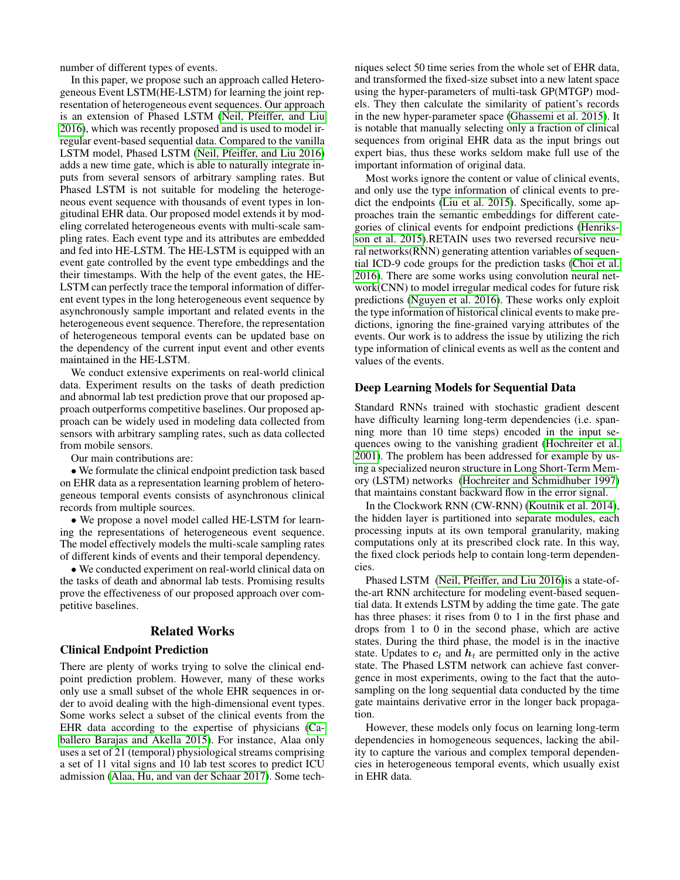number of different types of events.

In this paper, we propose such an approach called Heterogeneous Event LSTM(HE-LSTM) for learning the joint representation of heterogeneous event sequences. Our approach is an extension of Phased LSTM (Neil, Pfeiffer, and Liu 2016), which was recently proposed and is used to model irregular event-based sequential data. Compared to the vanilla LSTM model, Phased LSTM (Neil, Pfeiffer, and Liu 2016) adds a new time gate, which is able to naturally integrate inputs from several sensors of arbitrary sampling rates. But Phased LSTM is not suitable for modeling the heterogeneous event sequence with thousands of event types in longitudinal EHR data. Our proposed model extends it by modeling correlated heterogeneous events with multi-scale sampling rates. Each event type and its attributes are embedded and fed into HE-LSTM. The HE-LSTM is equipped with an event gate controlled by the event type embeddings and the their timestamps. With the help of the event gates, the HE-LSTM can perfectly trace the temporal information of different event types in the long heterogeneous event sequence by asynchronously sample important and related events in the heterogeneous event sequence. Therefore, the representation of heterogeneous temporal events can be updated base on the dependency of the current input event and other events maintained in the HE-LSTM.

We conduct extensive experiments on real-world clinical data. Experiment results on the tasks of death prediction and abnormal lab test prediction prove that our proposed approach outperforms competitive baselines. Our proposed approach can be widely used in modeling data collected from sensors with arbitrary sampling rates, such as data collected from mobile sensors.

Our main contributions are:

• We formulate the clinical endpoint prediction task based on EHR data as a representation learning problem of heterogeneous temporal events consists of asynchronous clinical records from multiple sources.

• We propose a novel model called HE-LSTM for learning the representations of heterogeneous event sequence. The model effectively models the multi-scale sampling rates of different kinds of events and their temporal dependency.

• We conducted experiment on real-world clinical data on the tasks of death and abnormal lab tests. Promising results prove the effectiveness of our proposed approach over competitive baselines.

# Related Works

## Clinical Endpoint Prediction

There are plenty of works trying to solve the clinical endpoint prediction problem. However, many of these works only use a small subset of the whole EHR sequences in order to avoid dealing with the high-dimensional event types. Some works select a subset of the clinical events from the EHR data according to the expertise of physicians (Caballero Barajas and Akella 2015). For instance, Alaa only uses a set of 21 (temporal) physiological streams comprising a set of 11 vital signs and 10 lab test scores to predict ICU admission (Alaa, Hu, and van der Schaar 2017). Some techniques select 50 time series from the whole set of EHR data, and transformed the fixed-size subset into a new latent space using the hyper-parameters of multi-task GP(MTGP) models. They then calculate the similarity of patient's records in the new hyper-parameter space (Ghassemi et al. 2015). It is notable that manually selecting only a fraction of clinical sequences from original EHR data as the input brings out expert bias, thus these works seldom make full use of the important information of original data.

Most works ignore the content or value of clinical events, and only use the type information of clinical events to predict the endpoints (Liu et al. 2015). Specifically, some approaches train the semantic embeddings for different categories of clinical events for endpoint predictions (Henriksson et al. 2015).RETAIN uses two reversed recursive neural networks(RNN) generating attention variables of sequential ICD-9 code groups for the prediction tasks (Choi et al. 2016). There are some works using convolution neural network(CNN) to model irregular medical codes for future risk predictions (Nguyen et al. 2016). These works only exploit the type information of historical clinical events to make predictions, ignoring the fine-grained varying attributes of the events. Our work is to address the issue by utilizing the rich type information of clinical events as well as the content and values of the events.

## Deep Learning Models for Sequential Data

Standard RNNs trained with stochastic gradient descent have difficulty learning long-term dependencies (i.e. spanning more than 10 time steps) encoded in the input sequences owing to the vanishing gradient (Hochreiter et al. 2001). The problem has been addressed for example by using a specialized neuron structure in Long Short-Term Memory (LSTM) networks (Hochreiter and Schmidhuber 1997) that maintains constant backward flow in the error signal.

In the Clockwork RNN (CW-RNN) (Koutnik et al. 2014), the hidden layer is partitioned into separate modules, each processing inputs at its own temporal granularity, making computations only at its prescribed clock rate. In this way, the fixed clock periods help to contain long-term dependencies.

Phased LSTM (Neil, Pfeiffer, and Liu 2016)is a state-of-the-art RNN architecture for modeling event-based sequential data. It extends LSTM by adding the time gate. The gate has three phases: it rises from 0 to 1 in the first phase and drops from 1 to 0 in the second phase, which are active states. During the third phase, the model is in the inactive state. Updates to $\boldsymbol{c}_t$ and $\boldsymbol{h}_t$ are permitted only in the active state. The Phased LSTM network can achieve fast convergence in most experiments, owing to the fact that the autosampling on the long sequential data conducted by the time gate maintains derivative error in the longer back propagation.

However, these models only focus on learning long-term dependencies in homogeneous sequences, lacking the ability to capture the various and complex temporal dependencies in heterogeneous temporal events, which usually exist in EHR data.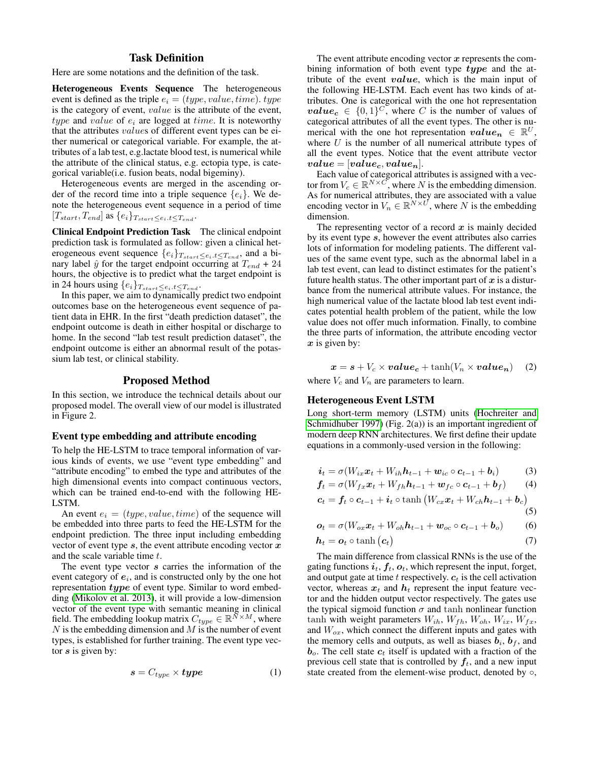## Task Definition

Here are some notations and the definition of the task.

**Heterogeneous Events Sequence** The heterogeneous event is defined as the triple $e_i = (type, value, time)$. $type$ is the category of event, $value$ is the attribute of the event, $type$ and $value$ of $e_i$ are logged at $time$. It is noteworthy that the attributes $values$ of different event types can be either numerical or categorical variable. For example, the attributes of a lab test, e.g.lactate blood test, is numerical while the attribute of the clinical status, e.g. ectopia type, is categorical variable(i.e. fusion beats, nodal bigeminy).

Heterogeneous events are merged in the ascending order of the record time into a triple sequence $\{e_i\}$. We denote the heterogeneous event sequence in a period of time $[T_{start}, T_{end}]$ as $\{e_i\}_{T_{start} \leq e_i.t \leq T_{end}}$.

**Clinical Endpoint Prediction Task** The clinical endpoint prediction task is formulated as follow: given a clinical heterogeneous event sequence $\{e_i\}_{T_{start} \leq e_i.t \leq T_{end}}$, and a binary label $\hat{y}$ for the target endpoint occurring at $T_{end}$ + 24 hours, the objective is to predict what the target endpoint is in 24 hours using $\{e_i\}_{T_{start} \leq e_i.t \leq T_{end}}$.

In this paper, we aim to dynamically predict two endpoint outcomes base on the heterogeneous event sequence of patient data in EHR. In the first "death prediction dataset", the endpoint outcome is death in either hospital or discharge to home. In the second "lab test result prediction dataset", the endpoint outcome is either an abnormal result of the potassium lab test, or clinical stability.

## Proposed Method

In this section, we introduce the technical details about our proposed model. The overall view of our model is illustrated in Figure 2.

### Event type embedding and attribute encoding

To help the HE-LSTM to trace temporal information of various kinds of events, we use "event type embedding" and "attribute encoding" to embed the type and attributes of the high dimensional events into compact continuous vectors, which can be trained end-to-end with the following HE-LSTM.

An event $e_i = (type, value, time)$ of the sequence will be embedded into three parts to feed the HE-LSTM for the endpoint prediction. The three input including embedding vector of event type $\boldsymbol{s}$, the event attribute encoding vector $\boldsymbol{x}$ and the scale variable time $t$.

The event type vector $\boldsymbol{s}$ carries the information of the event category of $\boldsymbol{e}_i$, and is constructed only by the one hot representation $\boldsymbol{type}$ of event type. Similar to word embedding (Mikolov et al. 2013), it will provide a low-dimension vector of the event type with semantic meaning in clinical field. The embedding lookup matrix $C_{type} \in \mathbb{R}^{N \times M}$, where $N$ is the embedding dimension and $M$ is the number of event types, is established for further training. The event type vector $\boldsymbol{s}$ is given by:

$$\boldsymbol{s} = C_{type} \times \boldsymbol{type} \tag{1}$$

The event attribute encoding vector $\boldsymbol{x}$ represents the combining information of both event type $\boldsymbol{type}$ and the attribute of the event $\boldsymbol{value}$, which is the main input of the following HE-LSTM. Each event has two kinds of attributes. One is categorical with the one hot representation $\boldsymbol{value_c} \in \{0, 1\}^C$, where $C$ is the number of values of categorical attributes of all the event types. The other is numerical with the one hot representation $\boldsymbol{value_n} \in \mathbb{R}^U$, where $U$ is the number of all numerical attribute types of all the event types. Notice that the event attribute vector $\boldsymbol{value} = [\boldsymbol{value_c}, \boldsymbol{value_n}]$.

Each value of categorical attributes is assigned with a vector from $V_c \in \mathbb{R}^{N \times C}$, where $N$ is the embedding dimension. As for numerical attributes, they are associated with a value encoding vector in $V_n \in \mathbb{R}^{N \times U}$, where $N$ is the embedding dimension.

The representing vector of a record $\boldsymbol{x}$ is mainly decided by its event type $\boldsymbol{s}$, however the event attributes also carries lots of information for modeling patients. The different values of the same event type, such as the abnormal label in a lab test event, can lead to distinct estimates for the patient's future health status. The other important part of $\boldsymbol{x}$ is a disturbance from the numerical attribute values. For instance, the high numerical value of the lactate blood lab test event indicates potential health problem of the patient, while the low value does not offer much information. Finally, to combine the three parts of information, the attribute encoding vector $\boldsymbol{x}$ is given by:

$$\boldsymbol{x} = \boldsymbol{s} + V_c \times \boldsymbol{value_c} + \tanh(V_n \times \boldsymbol{value_n}) \tag{2}$$

where $V_c$ and $V_n$ are parameters to learn.

### Heterogeneous Event LSTM

Long short-term memory (LSTM) units (Hochreiter and Schmidhuber 1997) (Fig. 2(a)) is an important ingredient of modern deep RNN architectures. We first define their update equations in a commonly-used version in the following:

$$\boldsymbol{i}_t = \sigma(W_{ix}\boldsymbol{x}_t + W_{ih}\boldsymbol{h}_{t-1} + \boldsymbol{w}_{ic} \circ \boldsymbol{c}_{t-1} + \boldsymbol{b}_i) \tag{3}$$

$$\boldsymbol{f}_t = \sigma(W_{fx}\boldsymbol{x}_t + W_{fh}\boldsymbol{h}_{t-1} + \boldsymbol{w}_{fc} \circ \boldsymbol{c}_{t-1} + \boldsymbol{b}_f) \tag{4}$$

$$\boldsymbol{c}_t = \boldsymbol{f}_t \circ \boldsymbol{c}_{t-1} + \boldsymbol{i}_t \circ \tanh\left(W_{cx}\boldsymbol{x}_t + W_{ch}\boldsymbol{h}_{t-1} + \boldsymbol{b}_c\right) \tag{5}$$

$$\boldsymbol{o}_t = \sigma(W_{ox}\boldsymbol{x}_t + W_{oh}\boldsymbol{h}_{t-1} + \boldsymbol{w}_{oc} \circ \boldsymbol{c}_{t-1} + \boldsymbol{b}_o) \tag{6}$$

$$\boldsymbol{h}_t = \boldsymbol{o}_t \circ \tanh\left(\boldsymbol{c}_t\right) \tag{7}$$

The main difference from classical RNNs is the use of the gating functions $\boldsymbol{i}_t$, $\boldsymbol{f}_t$, $\boldsymbol{o}_t$, which represent the input, forget, and output gate at time $t$ respectively. $\boldsymbol{c}_t$ is the cell activation vector, whereas $\boldsymbol{x}_t$ and $\boldsymbol{h}_t$ represent the input feature vector and the hidden output vector respectively. The gates use the typical sigmoid function $\sigma$ and $\tanh$ nonlinear function $\tanh$ with weight parameters $W_{ih}$, $W_{fh}$, $W_{oh}$, $W_{ix}$, $W_{fx}$, and $W_{ox}$, which connect the different inputs and gates with the memory cells and outputs, as well as biases $\boldsymbol{b}_i$, $\boldsymbol{b}_f$, and $\boldsymbol{b}_o$. The cell state $\boldsymbol{c}_t$ itself is updated with a fraction of the previous cell state that is controlled by $\boldsymbol{f}_t$, and a new input state created from the element-wise product, denoted by $\circ$,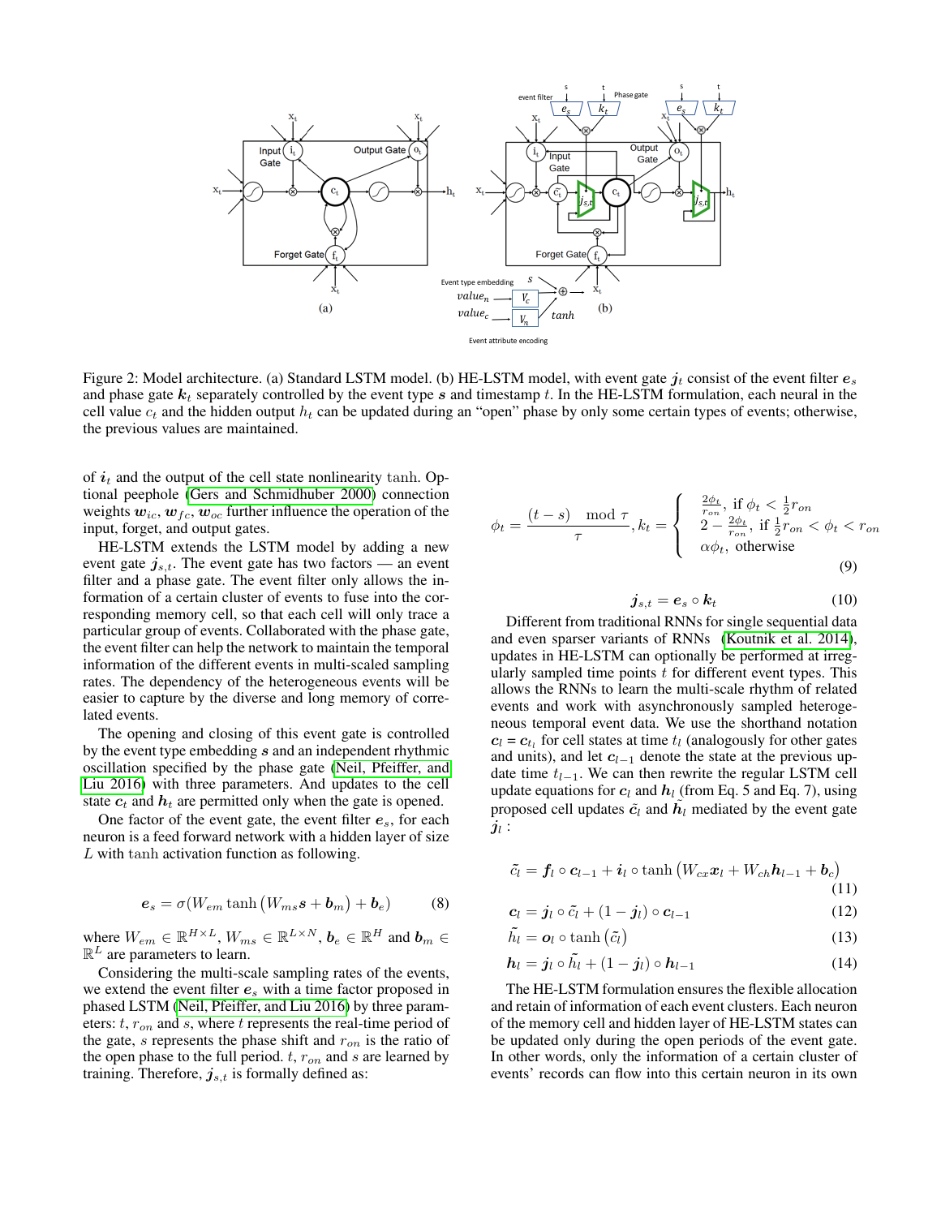Figure 2: Model architecture. (a) Standard LSTM model. (b) HE-LSTM model, with event gate $\boldsymbol{j}_t$ consist of the event filter $\boldsymbol{e}_s$ and phase gate $\boldsymbol{k}_t$ separately controlled by the event type $\boldsymbol{s}$ and timestamp $t$. In the HE-LSTM formulation, each neural in the cell value $c_t$ and the hidden output $h_t$ can be updated during an "open" phase by only some certain types of events; otherwise, the previous values are maintained.

of $\boldsymbol{i}_t$ and the output of the cell state nonlinearity tanh. Optional peephole (Gers and Schmidhuber 2000) connection weights $\boldsymbol{w}_{ic}$, $\boldsymbol{w}_{fc}$, $\boldsymbol{w}_{oc}$ further influence the operation of the input, forget, and output gates.

HE-LSTM extends the LSTM model by adding a new event gate $\boldsymbol{j}_{s,t}$. The event gate has two factors — an event filter and a phase gate. The event filter only allows the information of a certain cluster of events to fuse into the corresponding memory cell, so that each cell will only trace a particular group of events. Collaborated with the phase gate, the event filter can help the network to maintain the temporal information of the different events in multi-scaled sampling rates. The dependency of the heterogeneous events will be easier to capture by the diverse and long memory of correlated events.

The opening and closing of this event gate is controlled by the event type embedding $\boldsymbol{s}$ and an independent rhythmic oscillation specified by the phase gate (Neil, Pfeiffer, and Liu 2016) with three parameters. And updates to the cell state $\boldsymbol{c}_t$ and $\boldsymbol{h}_t$ are permitted only when the gate is opened.

One factor of the event gate, the event filter $\boldsymbol{e}_s$, for each neuron is a feed forward network with a hidden layer of size $L$ with tanh activation function as following.

$$\boldsymbol{e}_s = \sigma(W_{em} \tanh\left(W_{ms}\boldsymbol{s} + \boldsymbol{b}_m\right) + \boldsymbol{b}_e) \tag{8}$$

where $W_{em} \in \mathbb{R}^{H \times L}$, $W_{ms} \in \mathbb{R}^{L \times N}$, $\boldsymbol{b}_e \in \mathbb{R}^H$ and $\boldsymbol{b}_m \in \mathbb{R}^L$ are parameters to learn.

Considering the multi-scale sampling rates of the events, we extend the event filter $\boldsymbol{e}_s$ with a time factor proposed in phased LSTM (Neil, Pfeiffer, and Liu 2016) by three parameters: $t$, $r_{on}$ and $s$, where $t$ represents the real-time period of the gate, $s$ represents the phase shift and $r_{on}$ is the ratio of the open phase to the full period. $t$, $r_{on}$ and $s$ are learned by training. Therefore, $\boldsymbol{j}_{s,t}$ is formally defined as:

$$\phi_t = \frac{(t-s) \mod \tau}{\tau}, k_t = \begin{cases} \frac{2\phi_t}{r_{on}}, \text{ if } \phi_t < \frac{1}{2}r_{on} \\ 2 - \frac{2\phi_t}{r_{on}}, \text{ if } \frac{1}{2}r_{on} < \phi_t < r_{on} \\ \alpha\phi_t, \text{ otherwise} \end{cases} \tag{9}$$

$$\boldsymbol{j}_{s,t} = \boldsymbol{e}_s \circ \boldsymbol{k}_t \tag{10}$$

Different from traditional RNNs for single sequential data and even sparser variants of RNNs (Koutnik et al. 2014), updates in HE-LSTM can optionally be performed at irregularly sampled time points $t$ for different event types. This allows the RNNs to learn the multi-scale rhythm of related events and work with asynchronously sampled heterogeneous temporal event data. We use the shorthand notation $\boldsymbol{c}_l = \boldsymbol{c}_{t_l}$ for cell states at time $t_l$ (analogously for other gates and units), and let $\boldsymbol{c}_{l-1}$ denote the state at the previous update time $t_{l-1}$. We can then rewrite the regular LSTM cell update equations for $\boldsymbol{c}_l$ and $\boldsymbol{h}_l$ (from Eq. 5 and Eq. 7), using proposed cell updates $\tilde{c}_l$ and $\tilde{h}_l$ mediated by the event gate $\boldsymbol{j}_l$ :

$$\tilde{c}_l = \boldsymbol{f}_l \circ \boldsymbol{c}_{l-1} + \boldsymbol{i}_l \circ \tanh\left(W_{cx}\boldsymbol{x}_l + W_{ch}\boldsymbol{h}_{l-1} + \boldsymbol{b}_c\right) \tag{11}$$

$$\boldsymbol{c}_l = \boldsymbol{j}_l \circ \tilde{c}_l + (1 - \boldsymbol{j}_l) \circ \boldsymbol{c}_{l-1} \tag{12}$$

$$\tilde{h}_l = \boldsymbol{o}_l \circ \tanh\left(\tilde{c}_l\right) \tag{13}$$

$$\boldsymbol{h}_l = \boldsymbol{j}_l \circ \tilde{h}_l + (1 - \boldsymbol{j}_l) \circ \boldsymbol{h}_{l-1} \tag{14}$$

The HE-LSTM formulation ensures the flexible allocation and retain of information of each event clusters. Each neuron of the memory cell and hidden layer of HE-LSTM states can be updated only during the open periods of the event gate. In other words, only the information of a certain cluster of events' records can flow into this certain neuron in its own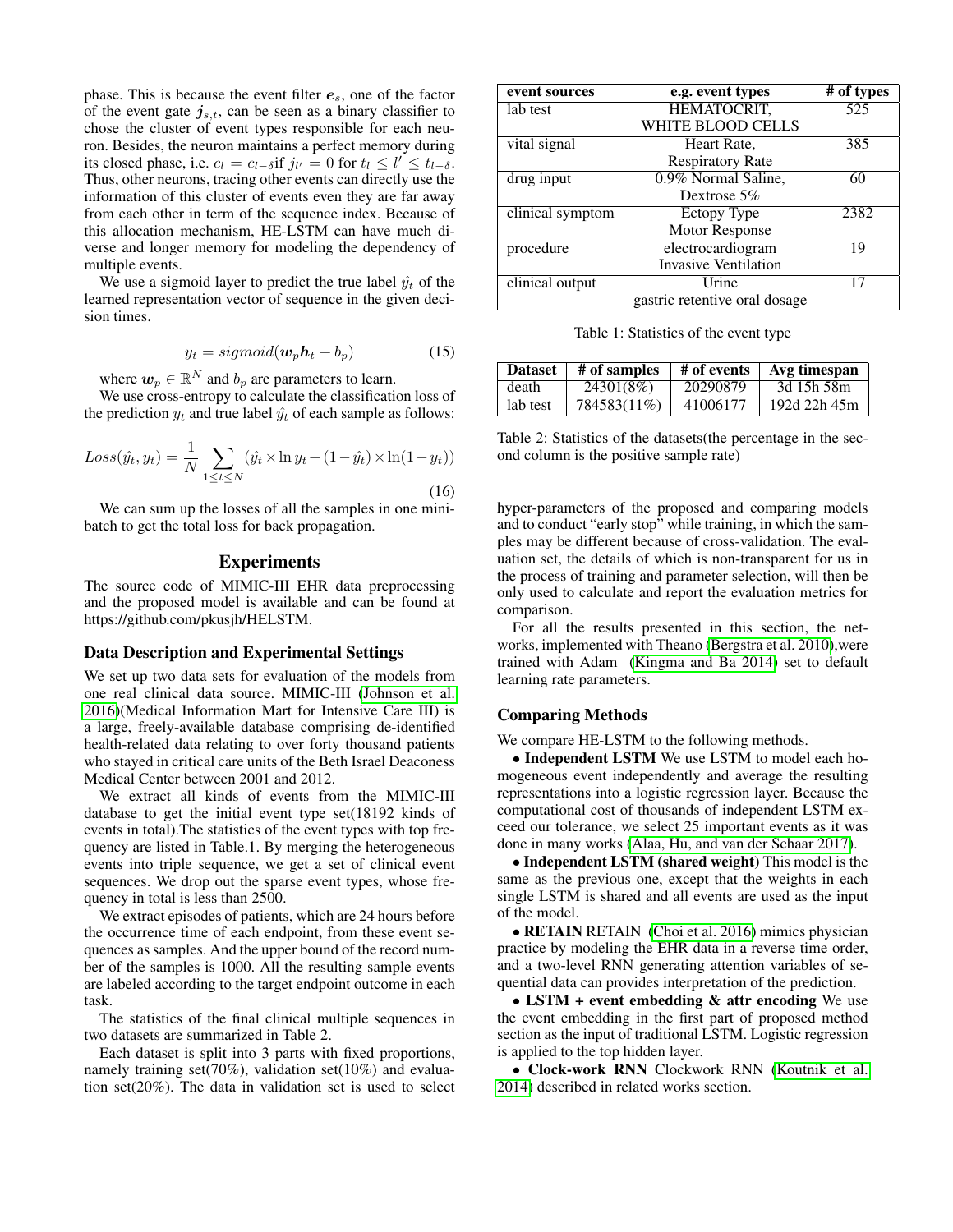phase. This is because the event filter $\boldsymbol{e}_s$, one of the factor of the event gate $\boldsymbol{j}_{s,t}$, can be seen as a binary classifier to chose the cluster of event types responsible for each neuron. Besides, the neuron maintains a perfect memory during its closed phase, i.e. $c_l = c_{l-\delta}$if $j_{l'} = 0$ for $t_l \le l' \le t_{l-\delta}$. Thus, other neurons, tracing other events can directly use the information of this cluster of events even they are far away from each other in term of the sequence index. Because of this allocation mechanism, HE-LSTM can have much diverse and longer memory for modeling the dependency of multiple events.

We use a sigmoid layer to predict the true label $\hat{y}_t$ of the learned representation vector of sequence in the given decision times.

$$y_t = sigmoid(\boldsymbol{w}_p \boldsymbol{h}_t + b_p) \tag{15}$$

where $\boldsymbol{w}_p \in \mathbb{R}^N$ and $b_p$ are parameters to learn.

We use cross-entropy to calculate the classification loss of the prediction $y_t$ and true label $\hat{y}_t$ of each sample as follows:

$$Loss(\hat{y_t}, y_t) = \frac{1}{N} \sum_{1 \le t \le N} (\hat{y_t} \times \ln y_t + (1 - \hat{y_t}) \times \ln(1 - y_t)) \tag{16}$$

We can sum up the losses of all the samples in one minibatch to get the total loss for back propagation.

## Experiments

The source code of MIMIC-III EHR data preprocessing and the proposed model is available and can be found at https://github.com/pkusjh/HELSTM.

### Data Description and Experimental Settings

We set up two data sets for evaluation of the models from one real clinical data source. MIMIC-III (Johnson et al. 2016)(Medical Information Mart for Intensive Care III) is a large, freely-available database comprising de-identified health-related data relating to over forty thousand patients who stayed in critical care units of the Beth Israel Deaconess Medical Center between 2001 and 2012.

We extract all kinds of events from the MIMIC-III database to get the initial event type set(18192 kinds of events in total).The statistics of the event types with top frequency are listed in Table.1. By merging the heterogeneous events into triple sequence, we get a set of clinical event sequences. We drop out the sparse event types, whose frequency in total is less than 2500.

We extract episodes of patients, which are 24 hours before the occurrence time of each endpoint, from these event sequences as samples. And the upper bound of the record number of the samples is 1000. All the resulting sample events are labeled according to the target endpoint outcome in each task.

The statistics of the final clinical multiple sequences in two datasets are summarized in Table 2.

Each dataset is split into 3 parts with fixed proportions, namely training set(70%), validation set(10%) and evaluation set(20%). The data in validation set is used to select hyper-parameters of the proposed and comparing models and to conduct "early stop" while training, in which the samples may be different because of cross-validation. The evaluation set, the details of which is non-transparent for us in the process of training and parameter selection, will then be only used to calculate and report the evaluation metrics for comparison.

For all the results presented in this section, the networks, implemented with Theano (Bergstra et al. 2010),were trained with Adam (Kingma and Ba 2014) set to default learning rate parameters.

| event sources | e.g. event types | # of types |
|---|---|---|
| lab test | HEMATOCRIT, WHITE BLOOD CELLS | 525 |
| vital signal | Heart Rate, Respiratory Rate | 385 |
| drug input | 0.9% Normal Saline, Dextrose 5% | 60 |
| clinical symptom | Ectopy Type Motor Response | 2382 |
| procedure | electrocardiogram Invasive Ventilation | 19 |
| clinical output | Urine gastric retentive oral dosage | 17 |

Table 1: Statistics of the event type

| Dataset | # of samples | # of events | Avg timespan |
|---|---|---|---|
| death | 24301(8%) | 20290879 | 3d 15h 58m |
| lab test | 784583(11%) | 41006177 | 192d 22h 45m |

Table 2: Statistics of the datasets(the percentage in the second column is the positive sample rate)

### Comparing Methods

We compare HE-LSTM to the following methods.

- **Independent LSTM** We use LSTM to model each homogeneous event independently and average the resulting representations into a logistic regression layer. Because the computational cost of thousands of independent LSTM exceed our tolerance, we select 25 important events as it was done in many works (Alaa, Hu, and van der Schaar 2017).
- **Independent LSTM (shared weight)** This model is the same as the previous one, except that the weights in each single LSTM is shared and all events are used as the input of the model.
- **RETAIN** RETAIN (Choi et al. 2016) mimics physician practice by modeling the EHR data in a reverse time order, and a two-level RNN generating attention variables of sequential data can provides interpretation of the prediction.
- **LSTM + event embedding & attr encoding** We use the event embedding in the first part of proposed method section as the input of traditional LSTM. Logistic regression is applied to the top hidden layer.
- **Clock-work RNN** Clockwork RNN (Koutnik et al. 2014) described in related works section.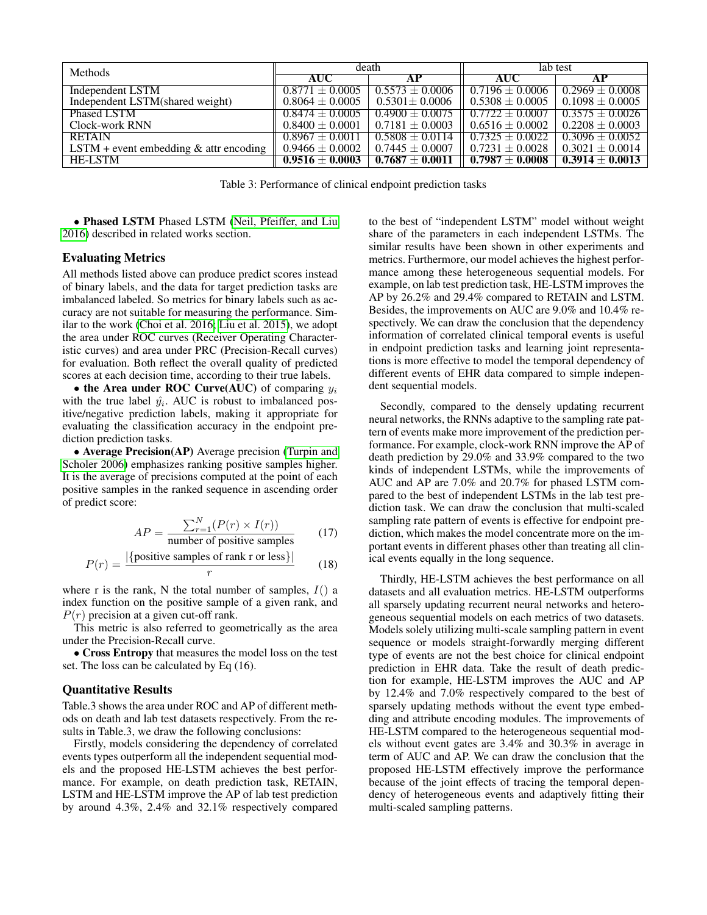| Methods | death | | lab test | |
|---|---|---|---|---|
| | **AUC** | **AP** | **AUC** | **AP** |
| Independent LSTM | $0.8771 \pm 0.0005$ | $0.5573 \pm 0.0006$ | $0.7196 \pm 0.0006$ | $0.2969 \pm 0.0008$ |
| Independent LSTM(shared weight) | $0.8064 \pm 0.0005$ | $0.5301 \pm 0.0006$ | $0.5308 \pm 0.0005$ | $0.1098 \pm 0.0005$ |
| Phased LSTM | $0.8474 \pm 0.0005$ | $0.4900 \pm 0.0075$ | $0.7722 \pm 0.0007$ | $0.3575 \pm 0.0026$ |
| Clock-work RNN | $0.8400 \pm 0.0001$ | $0.7181 \pm 0.0003$ | $0.6516 \pm 0.0002$ | $0.2208 \pm 0.0003$ |
| RETAIN | $0.8967 \pm 0.0011$ | $0.5808 \pm 0.0114$ | $0.7325 \pm 0.0022$ | $0.3096 \pm 0.0052$ |
| LSTM + event embedding & attr encoding | $0.9466 \pm 0.0002$ | $0.7445 \pm 0.0007$ | $0.7231 \pm 0.0028$ | $0.3021 \pm 0.0014$ |
| HE-LSTM | $\mathbf{0.9516 \pm 0.0003}$ | $\mathbf{0.7687 \pm 0.0011}$ | $\mathbf{0.7987 \pm 0.0008}$ | $\mathbf{0.3914 \pm 0.0013}$ |

Table 3: Performance of clinical endpoint prediction tasks

• **Phased LSTM** Phased LSTM (Neil, Pfeiffer, and Liu 2016) described in related works section.

### Evaluating Metrics

All methods listed above can produce predict scores instead of binary labels, and the data for target prediction tasks are imbalanced labeled. So metrics for binary labels such as accuracy are not suitable for measuring the performance. Similar to the work (Choi et al. 2016; Liu et al. 2015), we adopt the area under ROC curves (Receiver Operating Characteristic curves) and area under PRC (Precision-Recall curves) for evaluation. Both reflect the overall quality of predicted scores at each decision time, according to their true labels.

• **the Area under ROC Curve(AUC)** of comparing $y_i$ with the true label $\hat{y}_i$. AUC is robust to imbalanced positive/negative prediction labels, making it appropriate for evaluating the classification accuracy in the endpoint prediction prediction tasks.

• **Average Precision(AP)** Average precision (Turpin and Scholer 2006) emphasizes ranking positive samples higher. It is the average of precisions computed at the point of each positive samples in the ranked sequence in ascending order of predict score:

$$AP = \frac{\sum_{r=1}^{N}(P(r) \times I(r))}{\text{number of positive samples}} \qquad (17)$$

$$P(r) = \frac{|\{\text{positive samples of rank r or less}\}|}{r} \qquad (18)$$

where r is the rank, N the total number of samples, $I()$ a index function on the positive sample of a given rank, and $P(r)$ precision at a given cut-off rank.

This metric is also referred to geometrically as the area under the Precision-Recall curve.

• **Cross Entropy** that measures the model loss on the test set. The loss can be calculated by Eq (16).

### Quantitative Results

Table.3 shows the area under ROC and AP of different methods on death and lab test datasets respectively. From the results in Table.3, we draw the following conclusions:

Firstly, models considering the dependency of correlated events types outperform all the independent sequential models and the proposed HE-LSTM achieves the best performance. For example, on death prediction task, RETAIN, LSTM and HE-LSTM improve the AP of lab test prediction by around 4.3%, 2.4% and 32.1% respectively compared to the best of "independent LSTM" model without weight share of the parameters in each independent LSTMs. The similar results have been shown in other experiments and metrics. Furthermore, our model achieves the highest performance among these heterogeneous sequential models. For example, on lab test prediction task, HE-LSTM improves the AP by 26.2% and 29.4% compared to RETAIN and LSTM. Besides, the improvements on AUC are 9.0% and 10.4% respectively. We can draw the conclusion that the dependency information of correlated clinical temporal events is useful in endpoint prediction tasks and learning joint representations is more effective to model the temporal dependency of different events of EHR data compared to simple independent sequential models.

Secondly, compared to the densely updating recurrent neural networks, the RNNs adaptive to the sampling rate pattern of events make more improvement of the prediction performance. For example, clock-work RNN improve the AP of death prediction by 29.0% and 33.9% compared to the two kinds of independent LSTMs, while the improvements of AUC and AP are 7.0% and 20.7% for phased LSTM compared to the best of independent LSTMs in the lab test prediction task. We can draw the conclusion that multi-scaled sampling rate pattern of events is effective for endpoint prediction, which makes the model concentrate more on the important events in different phases other than treating all clinical events equally in the long sequence.

Thirdly, HE-LSTM achieves the best performance on all datasets and all evaluation metrics. HE-LSTM outperforms all sparsely updating recurrent neural networks and heterogeneous sequential models on each metrics of two datasets. Models solely utilizing multi-scale sampling pattern in event sequence or models straight-forwardly merging different type of events are not the best choice for clinical endpoint prediction in EHR data. Take the result of death prediction for example, HE-LSTM improves the AUC and AP by 12.4% and 7.0% respectively compared to the best of sparsely updating methods without the event type embedding and attribute encoding modules. The improvements of HE-LSTM compared to the heterogeneous sequential models without event gates are 3.4% and 30.3% in average in term of AUC and AP. We can draw the conclusion that the proposed HE-LSTM effectively improve the performance because of the joint effects of tracing the temporal dependency of heterogeneous events and adaptively fitting their multi-scaled sampling patterns.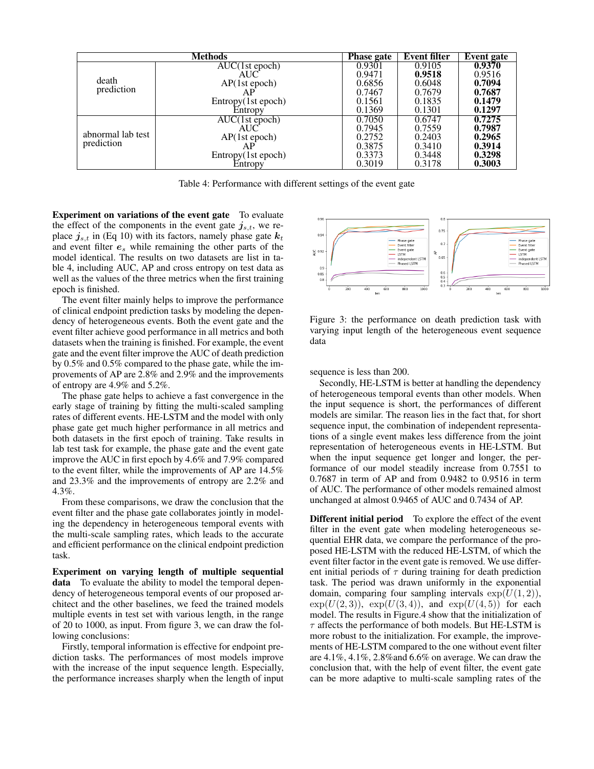| Methods | | Phase gate | Event filter | Event gate |
|---|---|---|---|---|
| death prediction | AUC(1st epoch) | 0.9301 | 0.9105 | **0.9370** |
| | AUC | 0.9471 | **0.9518** | 0.9516 |
| | AP(1st epoch) | 0.6856 | 0.6048 | **0.7094** |
| | AP | 0.7467 | 0.7679 | **0.7687** |
| | Entropy(1st epoch) | 0.1561 | 0.1835 | **0.1479** |
| | Entropy | 0.1369 | 0.1301 | **0.1297** |
| abnormal lab test prediction | AUC(1st epoch) | 0.7050 | 0.6747 | **0.7275** |
| | AUC | 0.7945 | 0.7559 | **0.7987** |
| | AP(1st epoch) | 0.2752 | 0.2403 | **0.2965** |
| | AP | 0.3875 | 0.3410 | **0.3914** |
| | Entropy(1st epoch) | 0.3373 | 0.3448 | **0.3298** |
| | Entropy | 0.3019 | 0.3178 | **0.3003** |

Table 4: Performance with different settings of the event gate

**Experiment on variations of the event gate** To evaluate the effect of the components in the event gate $\boldsymbol{j}_{s,t}$, we replace $\boldsymbol{j}_{s,t}$ in (Eq 10) with its factors, namely phase gate $\boldsymbol{k}_t$ and event filter $\boldsymbol{e}_s$ while remaining the other parts of the model identical. The results on two datasets are list in table 4, including AUC, AP and cross entropy on test data as well as the values of the three metrics when the first training epoch is finished.

The event filter mainly helps to improve the performance of clinical endpoint prediction tasks by modeling the dependency of heterogeneous events. Both the event gate and the event filter achieve good performance in all metrics and both datasets when the training is finished. For example, the event gate and the event filter improve the AUC of death prediction by 0.5% and 0.5% compared to the phase gate, while the improvements of AP are 2.8% and 2.9% and the improvements of entropy are 4.9% and 5.2%.

The phase gate helps to achieve a fast convergence in the early stage of training by fitting the multi-scaled sampling rates of different events. HE-LSTM and the model with only phase gate get much higher performance in all metrics and both datasets in the first epoch of training. Take results in lab test task for example, the phase gate and the event gate improve the AUC in first epoch by 4.6% and 7.9% compared to the event filter, while the improvements of AP are 14.5% and 23.3% and the improvements of entropy are 2.2% and 4.3%.

From these comparisons, we draw the conclusion that the event filter and the phase gate collaborates jointly in modeling the dependency in heterogeneous temporal events with the multi-scale sampling rates, which leads to the accurate and efficient performance on the clinical endpoint prediction task.

**Experiment on varying length of multiple sequential data** To evaluate the ability to model the temporal dependency of heterogeneous temporal events of our proposed architect and the other baselines, we feed the trained models multiple events in test set with various length, in the range of 20 to 1000, as input. From figure 3, we can draw the following conclusions:

Firstly, temporal information is effective for endpoint prediction tasks. The performances of most models improve with the increase of the input sequence length. Especially, the performance increases sharply when the length of input sequence is less than 200.

0.96
0.94
0.92
0.9
0.85
0.8
AUC
len
0 200 400 600 800 1000
Phase gate
Event filter
Event gate
LSTM
independent LSTM
Phased LSTM

0.8
0.75
0.7
0.65
0.6
0.5
0.4
0.3
AP
len
0 200 400 600 800 1000
Phase gate
Event filter
Event gate
LSTM
independent LSTM
Phased LSTM

Figure 3: the performance on death prediction task with varying input length of the heterogeneous event sequence data

Secondly, HE-LSTM is better at handling the dependency of heterogeneous temporal events than other models. When the input sequence is short, the performances of different models are similar. The reason lies in the fact that, for short sequence input, the combination of independent representations of a single event makes less difference from the joint representation of heterogeneous events in HE-LSTM. But when the input sequence get longer and longer, the performance of our model steadily increase from 0.7551 to 0.7687 in term of AP and from 0.9482 to 0.9516 in term of AUC. The performance of other models remained almost unchanged at almost 0.9465 of AUC and 0.7434 of AP.

**Different initial period** To explore the effect of the event filter in the event gate when modeling heterogeneous sequential EHR data, we compare the performance of the proposed HE-LSTM with the reduced HE-LSTM, of which the event filter factor in the event gate is removed. We use different initial periods of $\tau$ during training for death prediction task. The period was drawn uniformly in the exponential domain, comparing four sampling intervals $\exp(U(1,2))$, $\exp(U(2,3))$, $\exp(U(3,4))$, and $\exp(U(4,5))$ for each model. The results in Figure.4 show that the initialization of $\tau$ affects the performance of both models. But HE-LSTM is more robust to the initialization. For example, the improvements of HE-LSTM compared to the one without event filter are 4.1%, 4.1%, 2.8%and 6.6% on average. We can draw the conclusion that, with the help of event filter, the event gate can be more adaptive to multi-scale sampling rates of the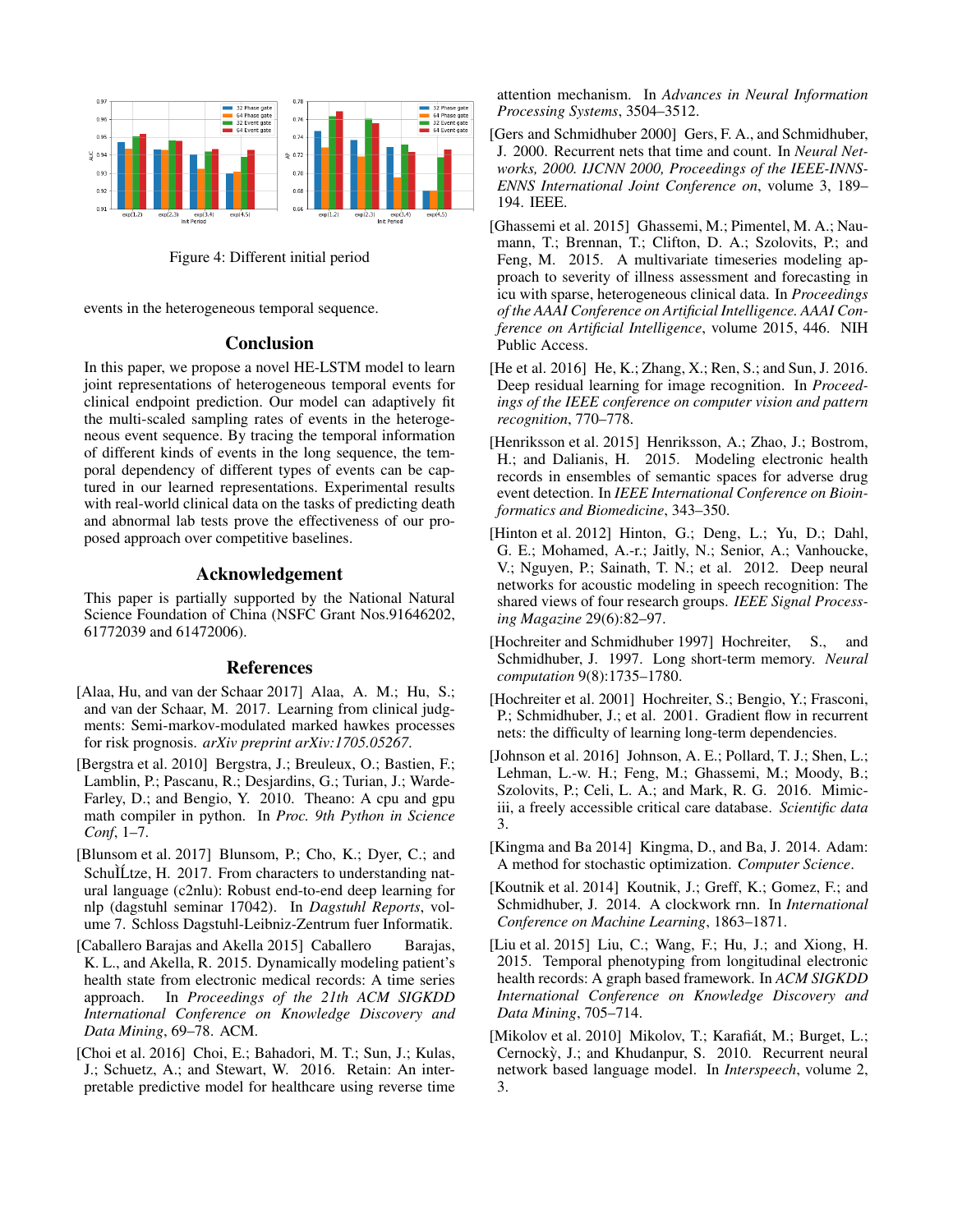0.97
0.96
0.95
0.94
0.93
0.92
0.91
AUC
32 Phase gate
64 Phase gate
32 Event gate
64 Event gate
exp(1,2)
exp(2,3)
exp(3,4)
exp(4,5)
Init Period

0.78
0.76
0.74
0.72
0.70
0.68
0.66
AP
32 Phase gate
64 Phase gate
32 Event gate
64 Event gate
exp(1,2)
exp(2,3)
exp(3,4)
exp(4,5)
Init Period

Figure 4: Different initial period

events in the heterogeneous temporal sequence.

## Conclusion

In this paper, we propose a novel HE-LSTM model to learn joint representations of heterogeneous temporal events for clinical endpoint prediction. Our model can adaptively fit the multi-scaled sampling rates of events in the heterogeneous event sequence. By tracing the temporal information of different kinds of events in the long sequence, the temporal dependency of different types of events can be captured in our learned representations. Experimental results with real-world clinical data on the tasks of predicting death and abnormal lab tests prove the effectiveness of our proposed approach over competitive baselines.

## Acknowledgement

This paper is partially supported by the National Natural Science Foundation of China (NSFC Grant Nos.91646202, 61772039 and 61472006).

## References

[Alaa, Hu, and van der Schaar 2017] Alaa, A. M.; Hu, S.; and van der Schaar, M. 2017. Learning from clinical judgments: Semi-markov-modulated marked hawkes processes for risk prognosis. *arXiv preprint arXiv:1705.05267*.

[Bergstra et al. 2010] Bergstra, J.; Breuleux, O.; Bastien, F.; Lamblin, P.; Pascanu, R.; Desjardins, G.; Turian, J.; Warde-Farley, D.; and Bengio, Y. 2010. Theano: A cpu and gpu math compiler in python. In *Proc. 9th Python in Science Conf*, 1–7.

[Blunsom et al. 2017] Blunsom, P.; Cho, K.; Dyer, C.; and SchuĽtze, H. 2017. From characters to understanding natural language (c2nlu): Robust end-to-end deep learning for nlp (dagstuhl seminar 17042). In *Dagstuhl Reports*, volume 7. Schloss Dagstuhl-Leibniz-Zentrum fuer Informatik.

[Caballero Barajas and Akella 2015] Caballero Barajas, K. L., and Akella, R. 2015. Dynamically modeling patient's health state from electronic medical records: A time series approach. In *Proceedings of the 21th ACM SIGKDD International Conference on Knowledge Discovery and Data Mining*, 69–78. ACM.

[Choi et al. 2016] Choi, E.; Bahadori, M. T.; Sun, J.; Kulas, J.; Schuetz, A.; and Stewart, W. 2016. Retain: An interpretable predictive model for healthcare using reverse time attention mechanism. In *Advances in Neural Information Processing Systems*, 3504–3512.

[Gers and Schmidhuber 2000] Gers, F. A., and Schmidhuber, J. 2000. Recurrent nets that time and count. In *Neural Networks, 2000. IJCNN 2000, Proceedings of the IEEE-INNS-ENNS International Joint Conference on*, volume 3, 189–194. IEEE.

[Ghassemi et al. 2015] Ghassemi, M.; Pimentel, M. A.; Naumann, T.; Brennan, T.; Clifton, D. A.; Szolovits, P.; and Feng, M. 2015. A multivariate timeseries modeling approach to severity of illness assessment and forecasting in icu with sparse, heterogeneous clinical data. In *Proceedings of the AAAI Conference on Artificial Intelligence. AAAI Conference on Artificial Intelligence*, volume 2015, 446. NIH Public Access.

[He et al. 2016] He, K.; Zhang, X.; Ren, S.; and Sun, J. 2016. Deep residual learning for image recognition. In *Proceedings of the IEEE conference on computer vision and pattern recognition*, 770–778.

[Henriksson et al. 2015] Henriksson, A.; Zhao, J.; Bostrom, H.; and Dalianis, H. 2015. Modeling electronic health records in ensembles of semantic spaces for adverse drug event detection. In *IEEE International Conference on Bioinformatics and Biomedicine*, 343–350.

[Hinton et al. 2012] Hinton, G.; Deng, L.; Yu, D.; Dahl, G. E.; Mohamed, A.-r.; Jaitly, N.; Senior, A.; Vanhoucke, V.; Nguyen, P.; Sainath, T. N.; et al. 2012. Deep neural networks for acoustic modeling in speech recognition: The shared views of four research groups. *IEEE Signal Processing Magazine* 29(6):82–97.

[Hochreiter and Schmidhuber 1997] Hochreiter, S., and Schmidhuber, J. 1997. Long short-term memory. *Neural computation* 9(8):1735–1780.

[Hochreiter et al. 2001] Hochreiter, S.; Bengio, Y.; Frasconi, P.; Schmidhuber, J.; et al. 2001. Gradient flow in recurrent nets: the difficulty of learning long-term dependencies.

[Johnson et al. 2016] Johnson, A. E.; Pollard, T. J.; Shen, L.; Lehman, L.-w. H.; Feng, M.; Ghassemi, M.; Moody, B.; Szolovits, P.; Celi, L. A.; and Mark, R. G. 2016. Mimic-iii, a freely accessible critical care database. *Scientific data* 3.

[Kingma and Ba 2014] Kingma, D., and Ba, J. 2014. Adam: A method for stochastic optimization. *Computer Science*.

[Koutnik et al. 2014] Koutnik, J.; Greff, K.; Gomez, F.; and Schmidhuber, J. 2014. A clockwork rnn. In *International Conference on Machine Learning*, 1863–1871.

[Liu et al. 2015] Liu, C.; Wang, F.; Hu, J.; and Xiong, H. 2015. Temporal phenotyping from longitudinal electronic health records: A graph based framework. In *ACM SIGKDD International Conference on Knowledge Discovery and Data Mining*, 705–714.

[Mikolov et al. 2010] Mikolov, T.; Karafiát, M.; Burget, L.; Cernockỳ, J.; and Khudanpur, S. 2010. Recurrent neural network based language model. In *Interspeech*, volume 2, 3.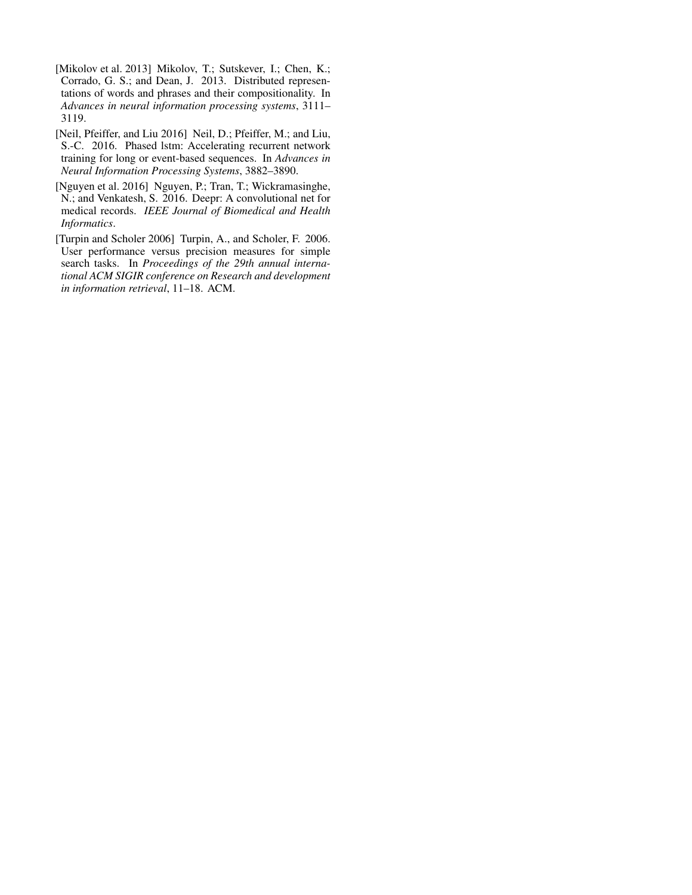[Mikolov et al. 2013] Mikolov, T.; Sutskever, I.; Chen, K.; Corrado, G. S.; and Dean, J. 2013. Distributed representations of words and phrases and their compositionality. In *Advances in neural information processing systems*, 3111–3119.

[Neil, Pfeiffer, and Liu 2016] Neil, D.; Pfeiffer, M.; and Liu, S.-C. 2016. Phased lstm: Accelerating recurrent network training for long or event-based sequences. In *Advances in Neural Information Processing Systems*, 3882–3890.

[Nguyen et al. 2016] Nguyen, P.; Tran, T.; Wickramasinghe, N.; and Venkatesh, S. 2016. Deepr: A convolutional net for medical records. *IEEE Journal of Biomedical and Health Informatics*.

[Turpin and Scholer 2006] Turpin, A., and Scholer, F. 2006. User performance versus precision measures for simple search tasks. In *Proceedings of the 29th annual international ACM SIGIR conference on Research and development in information retrieval*, 11–18. ACM.